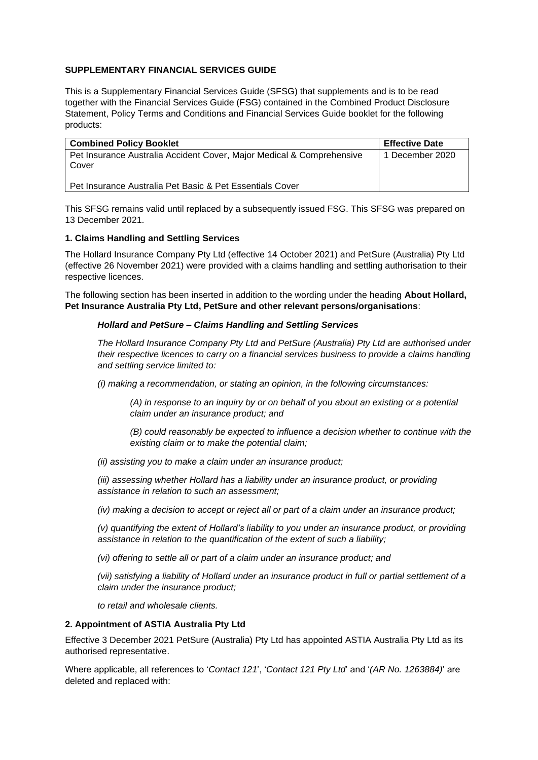**SUPPLEMENTARY FINANCIAL SERVICES GUIDE**

This is a Supplementary Financial Services Guide (SFSG) that supplements and is to be read together with the Financial Services Guide (FSG) contained in the Combined Product Disclosure Statement, Policy Terms and Conditions and Financial Services Guide booklet for the following products:

| Combined Policy Booklet | Effective Date |
|---|---|
| Pet Insurance Australia Accident Cover, Major Medical & Comprehensive Cover<br><br>Pet Insurance Australia Pet Basic & Pet Essentials Cover | 1 December 2020 |

This SFSG remains valid until replaced by a subsequently issued FSG. This SFSG was prepared on 13 December 2021.

**1. Claims Handling and Settling Services**

The Hollard Insurance Company Pty Ltd (effective 14 October 2021) and PetSure (Australia) Pty Ltd (effective 26 November 2021) were provided with a claims handling and settling authorisation to their respective licences.

The following section has been inserted in addition to the wording under the heading **About Hollard, Pet Insurance Australia Pty Ltd, PetSure and other relevant persons/organisations**:

> ***Hollard and PetSure – Claims Handling and Settling Services***
>
> *The Hollard Insurance Company Pty Ltd and PetSure (Australia) Pty Ltd are authorised under their respective licences to carry on a financial services business to provide a claims handling and settling service limited to:*
>
> *(i) making a recommendation, or stating an opinion, in the following circumstances:*
>
> > *(A) in response to an inquiry by or on behalf of you about an existing or a potential claim under an insurance product; and*
> >
> > *(B) could reasonably be expected to influence a decision whether to continue with the existing claim or to make the potential claim;*
>
> *(ii) assisting you to make a claim under an insurance product;*
>
> *(iii) assessing whether Hollard has a liability under an insurance product, or providing assistance in relation to such an assessment;*
>
> *(iv) making a decision to accept or reject all or part of a claim under an insurance product;*
>
> *(v) quantifying the extent of Hollard's liability to you under an insurance product, or providing assistance in relation to the quantification of the extent of such a liability;*
>
> *(vi) offering to settle all or part of a claim under an insurance product; and*
>
> *(vii) satisfying a liability of Hollard under an insurance product in full or partial settlement of a claim under the insurance product;*
>
> *to retail and wholesale clients.*

**2. Appointment of ASTIA Australia Pty Ltd**

Effective 3 December 2021 PetSure (Australia) Pty Ltd has appointed ASTIA Australia Pty Ltd as its authorised representative.

Where applicable, all references to '*Contact 121*', '*Contact 121 Pty Ltd*' and '*(AR No. 1263884)*' are deleted and replaced with: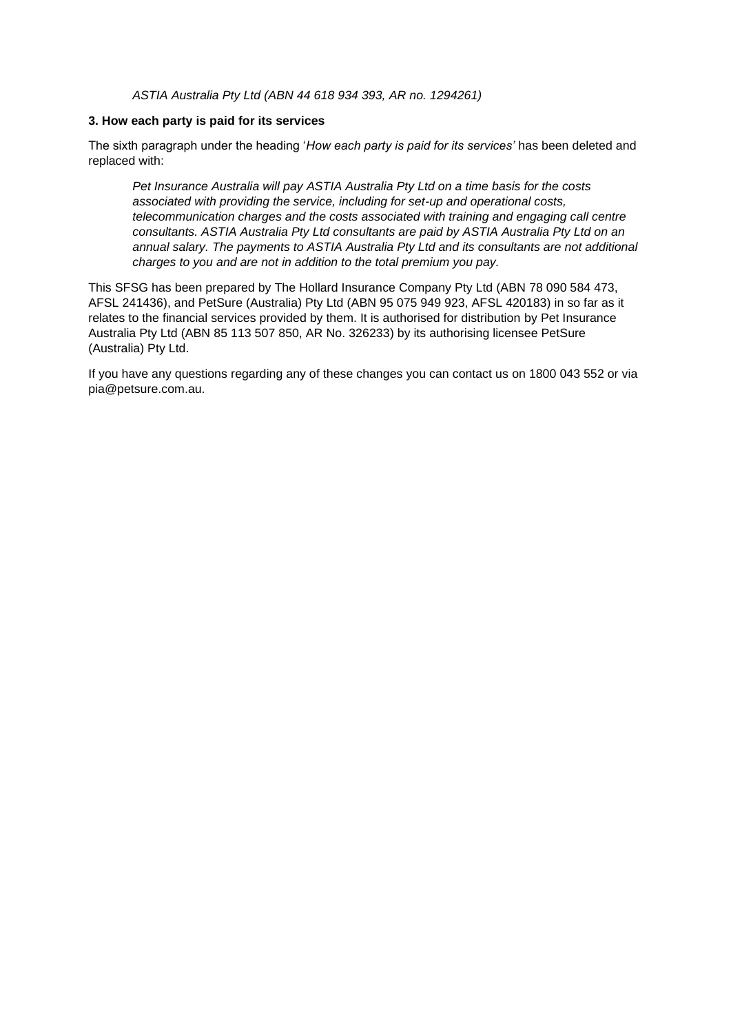*ASTIA Australia Pty Ltd (ABN 44 618 934 393, AR no. 1294261)*

**3. How each party is paid for its services**

The sixth paragraph under the heading '*How each party is paid for its services'* has been deleted and replaced with:

> *Pet Insurance Australia will pay ASTIA Australia Pty Ltd on a time basis for the costs associated with providing the service, including for set-up and operational costs, telecommunication charges and the costs associated with training and engaging call centre consultants. ASTIA Australia Pty Ltd consultants are paid by ASTIA Australia Pty Ltd on an annual salary. The payments to ASTIA Australia Pty Ltd and its consultants are not additional charges to you and are not in addition to the total premium you pay.*

This SFSG has been prepared by The Hollard Insurance Company Pty Ltd (ABN 78 090 584 473, AFSL 241436), and PetSure (Australia) Pty Ltd (ABN 95 075 949 923, AFSL 420183) in so far as it relates to the financial services provided by them. It is authorised for distribution by Pet Insurance Australia Pty Ltd (ABN 85 113 507 850, AR No. 326233) by its authorising licensee PetSure (Australia) Pty Ltd.

If you have any questions regarding any of these changes you can contact us on 1800 043 552 or via pia@petsure.com.au.